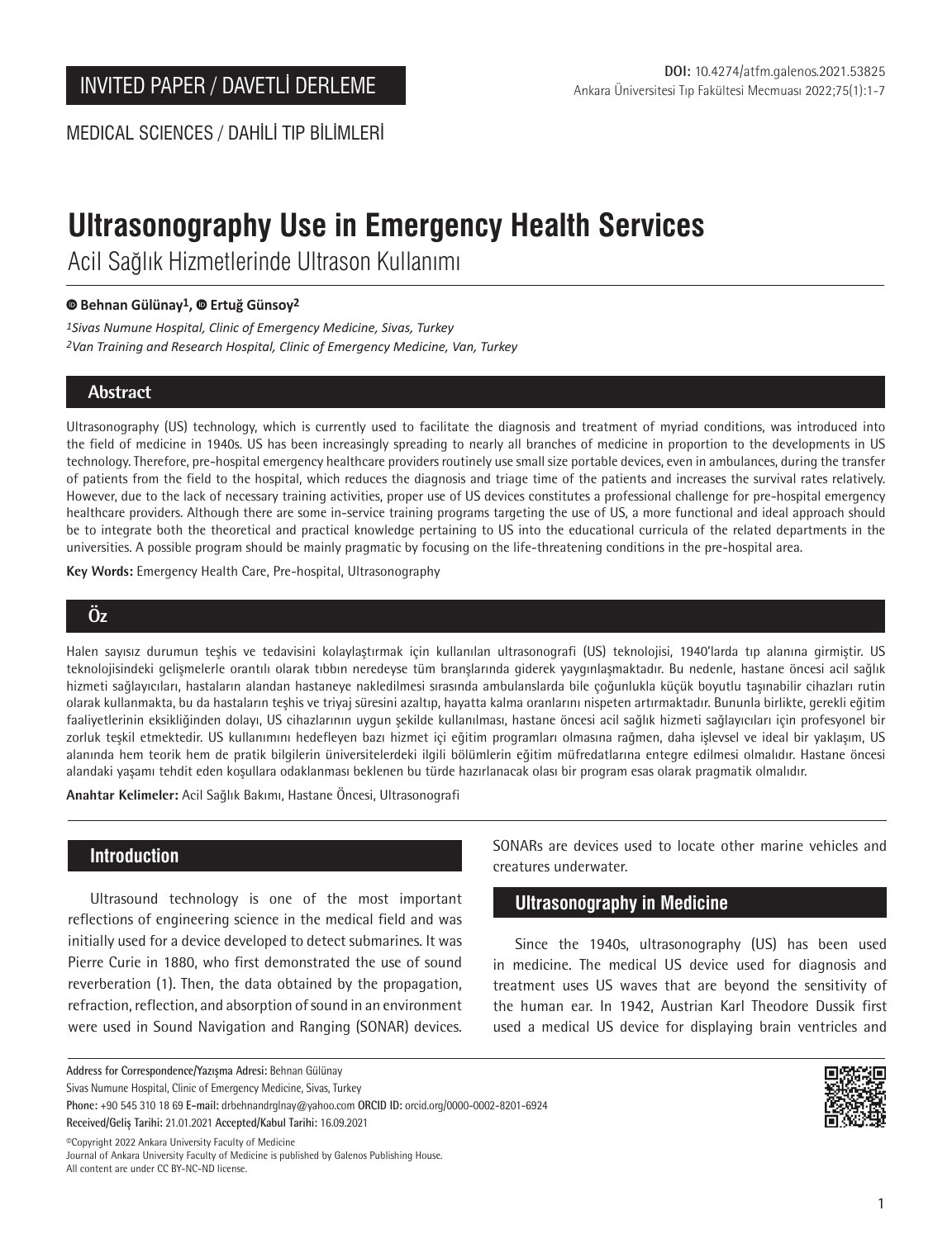INVITED PAPER / DAVETLİ DERLEME

DOI: 10.4274/atfm.galenos.2021.53825

Ankara Üniversitesi Tıp Fakültesi Mecmuası 2022;75(1):1-7

MEDICAL SCIENCES / DAHİLİ TIP BİLİMLERİ

# Ultrasonography Use in Emergency Health Services

## Acil Sağlık Hizmetlerinde Ultrason Kullanımı

**Behnan Gülünay[1], Ertuğ Günsoy[2]**

*[1]Sivas Numune Hospital, Clinic of Emergency Medicine, Sivas, Turkey*

*[2]Van Training and Research Hospital, Clinic of Emergency Medicine, Van, Turkey*

## Abstract

Ultrasonography (US) technology, which is currently used to facilitate the diagnosis and treatment of myriad conditions, was introduced into the field of medicine in 1940s. US has been increasingly spreading to nearly all branches of medicine in proportion to the developments in US technology. Therefore, pre-hospital emergency healthcare providers routinely use small size portable devices, even in ambulances, during the transfer of patients from the field to the hospital, which reduces the diagnosis and triage time of the patients and increases the survival rates relatively. However, due to the lack of necessary training activities, proper use of US devices constitutes a professional challenge for pre-hospital emergency healthcare providers. Although there are some in-service training programs targeting the use of US, a more functional and ideal approach should be to integrate both the theoretical and practical knowledge pertaining to US into the educational curricula of the related departments in the universities. A possible program should be mainly pragmatic by focusing on the life-threatening conditions in the pre-hospital area.

**Key Words:** Emergency Health Care, Pre-hospital, Ultrasonography

## Öz

Halen sayısız durumun teşhis ve tedavisini kolaylaştırmak için kullanılan ultrasonografi (US) teknolojisi, 1940'larda tıp alanına girmiştir. US teknolojisindeki gelişmelerle orantılı olarak tıbbın neredeyse tüm branşlarında giderek yaygınlaşmaktadır. Bu nedenle, hastane öncesi acil sağlık hizmeti sağlayıcıları, hastaların alandan hastaneye nakledilmesi sırasında ambulanslarda bile çoğunlukla küçük boyutlu taşınabilir cihazları rutin olarak kullanmakta, bu da hastaların teşhis ve triyaj süresini azaltıp, hayatta kalma oranlarını nispeten artırmaktadır. Bununla birlikte, gerekli eğitim faaliyetlerinin eksikliğinden dolayı, US cihazlarının uygun şekilde kullanılması, hastane öncesi acil sağlık hizmeti sağlayıcıları için profesyonel bir zorluk teşkil etmektedir. US kullanımını hedefleyen bazı hizmet içi eğitim programları olmasına rağmen, daha işlevsel ve ideal bir yaklaşım, US alanında hem teorik hem de pratik bilgilerin üniversitelerdeki ilgili bölümlerin eğitim müfredatlarına entegre edilmesi olmalıdır. Hastane öncesi alandaki yaşamı tehdit eden koşullara odaklanması beklenen bu türde hazırlanacak olası bir program esas olarak pragmatik olmalıdır.

**Anahtar Kelimeler:** Acil Sağlık Bakımı, Hastane Öncesi, Ultrasonografi

## Introduction

Ultrasound technology is one of the most important reflections of engineering science in the medical field and was initially used for a device developed to detect submarines. It was Pierre Curie in 1880, who first demonstrated the use of sound reverberation (1). Then, the data obtained by the propagation, refraction, reflection, and absorption of sound in an environment were used in Sound Navigation and Ranging (SONAR) devices. SONARs are devices used to locate other marine vehicles and creatures underwater.

## Ultrasonography in Medicine

Since the 1940s, ultrasonography (US) has been used in medicine. The medical US device used for diagnosis and treatment uses US waves that are beyond the sensitivity of the human ear. In 1942, Austrian Karl Theodore Dussik first used a medical US device for displaying brain ventricles and

---

**Address for Correspondence/Yazışma Adresi:** Behnan Gülünay

Sivas Numune Hospital, Clinic of Emergency Medicine, Sivas, Turkey

**Phone:** +90 545 310 18 69 **E-mail:** drbehnandrglnay@yahoo.com **ORCID ID:** orcid.org/0000-0002-8201-6924

**Received/Geliş Tarihi:** 21.01.2021 **Accepted/Kabul Tarihi:** 16.09.2021

©Copyright 2022 Ankara University Faculty of Medicine

Journal of Ankara University Faculty of Medicine is published by Galenos Publishing House.

All content are under CC BY-NC-ND license.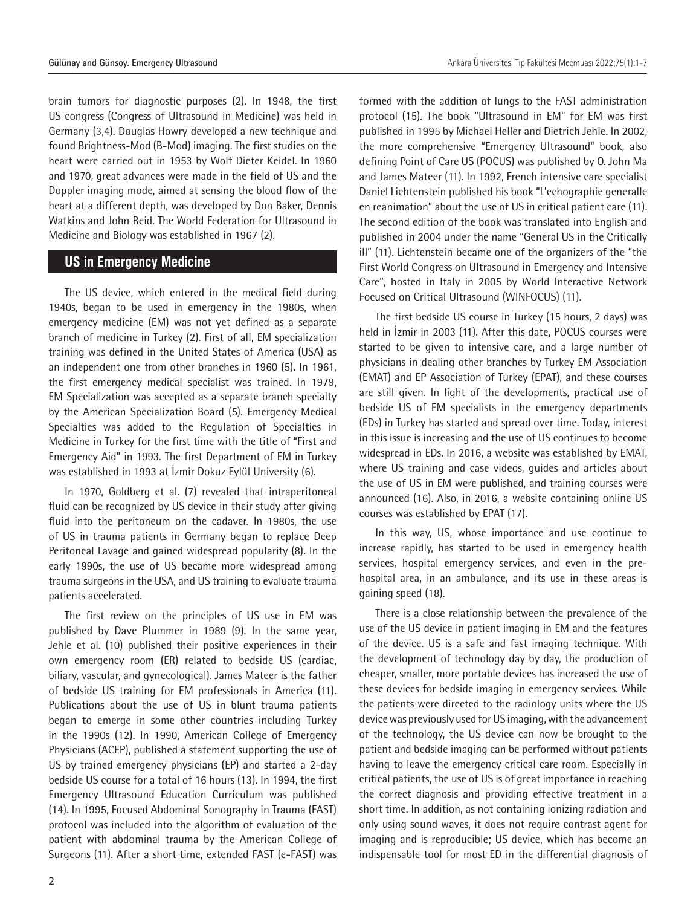brain tumors for diagnostic purposes (2). In 1948, the first US congress (Congress of Ultrasound in Medicine) was held in Germany (3,4). Douglas Howry developed a new technique and found Brightness-Mod (B-Mod) imaging. The first studies on the heart were carried out in 1953 by Wolf Dieter Keidel. In 1960 and 1970, great advances were made in the field of US and the Doppler imaging mode, aimed at sensing the blood flow of the heart at a different depth, was developed by Don Baker, Dennis Watkins and John Reid. The World Federation for Ultrasound in Medicine and Biology was established in 1967 (2).

## US in Emergency Medicine

The US device, which entered in the medical field during 1940s, began to be used in emergency in the 1980s, when emergency medicine (EM) was not yet defined as a separate branch of medicine in Turkey (2). First of all, EM specialization training was defined in the United States of America (USA) as an independent one from other branches in 1960 (5). In 1961, the first emergency medical specialist was trained. In 1979, EM Specialization was accepted as a separate branch specialty by the American Specialization Board (5). Emergency Medical Specialties was added to the Regulation of Specialties in Medicine in Turkey for the first time with the title of "First and Emergency Aid" in 1993. The first Department of EM in Turkey was established in 1993 at İzmir Dokuz Eylül University (6).

In 1970, Goldberg et al. (7) revealed that intraperitoneal fluid can be recognized by US device in their study after giving fluid into the peritoneum on the cadaver. In 1980s, the use of US in trauma patients in Germany began to replace Deep Peritoneal Lavage and gained widespread popularity (8). In the early 1990s, the use of US became more widespread among trauma surgeons in the USA, and US training to evaluate trauma patients accelerated.

The first review on the principles of US use in EM was published by Dave Plummer in 1989 (9). In the same year, Jehle et al. (10) published their positive experiences in their own emergency room (ER) related to bedside US (cardiac, biliary, vascular, and gynecological). James Mateer is the father of bedside US training for EM professionals in America (11). Publications about the use of US in blunt trauma patients began to emerge in some other countries including Turkey in the 1990s (12). In 1990, American College of Emergency Physicians (ACEP), published a statement supporting the use of US by trained emergency physicians (EP) and started a 2-day bedside US course for a total of 16 hours (13). In 1994, the first Emergency Ultrasound Education Curriculum was published (14). In 1995, Focused Abdominal Sonography in Trauma (FAST) protocol was included into the algorithm of evaluation of the patient with abdominal trauma by the American College of Surgeons (11). After a short time, extended FAST (e-FAST) was formed with the addition of lungs to the FAST administration protocol (15). The book "Ultrasound in EM" for EM was first published in 1995 by Michael Heller and Dietrich Jehle. In 2002, the more comprehensive "Emergency Ultrasound" book, also defining Point of Care US (POCUS) was published by O. John Ma and James Mateer (11). In 1992, French intensive care specialist Daniel Lichtenstein published his book "L'echographie generalle en reanimation" about the use of US in critical patient care (11). The second edition of the book was translated into English and published in 2004 under the name "General US in the Critically ill" (11). Lichtenstein became one of the organizers of the "the First World Congress on Ultrasound in Emergency and Intensive Care", hosted in Italy in 2005 by World Interactive Network Focused on Critical Ultrasound (WINFOCUS) (11).

The first bedside US course in Turkey (15 hours, 2 days) was held in İzmir in 2003 (11). After this date, POCUS courses were started to be given to intensive care, and a large number of physicians in dealing other branches by Turkey EM Association (EMAT) and EP Association of Turkey (EPAT), and these courses are still given. In light of the developments, practical use of bedside US of EM specialists in the emergency departments (EDs) in Turkey has started and spread over time. Today, interest in this issue is increasing and the use of US continues to become widespread in EDs. In 2016, a website was established by EMAT, where US training and case videos, guides and articles about the use of US in EM were published, and training courses were announced (16). Also, in 2016, a website containing online US courses was established by EPAT (17).

In this way, US, whose importance and use continue to increase rapidly, has started to be used in emergency health services, hospital emergency services, and even in the pre-hospital area, in an ambulance, and its use in these areas is gaining speed (18).

There is a close relationship between the prevalence of the use of the US device in patient imaging in EM and the features of the device. US is a safe and fast imaging technique. With the development of technology day by day, the production of cheaper, smaller, more portable devices has increased the use of these devices for bedside imaging in emergency services. While the patients were directed to the radiology units where the US device was previously used for US imaging, with the advancement of the technology, the US device can now be brought to the patient and bedside imaging can be performed without patients having to leave the emergency critical care room. Especially in critical patients, the use of US is of great importance in reaching the correct diagnosis and providing effective treatment in a short time. In addition, as not containing ionizing radiation and only using sound waves, it does not require contrast agent for imaging and is reproducible; US device, which has become an indispensable tool for most ED in the differential diagnosis of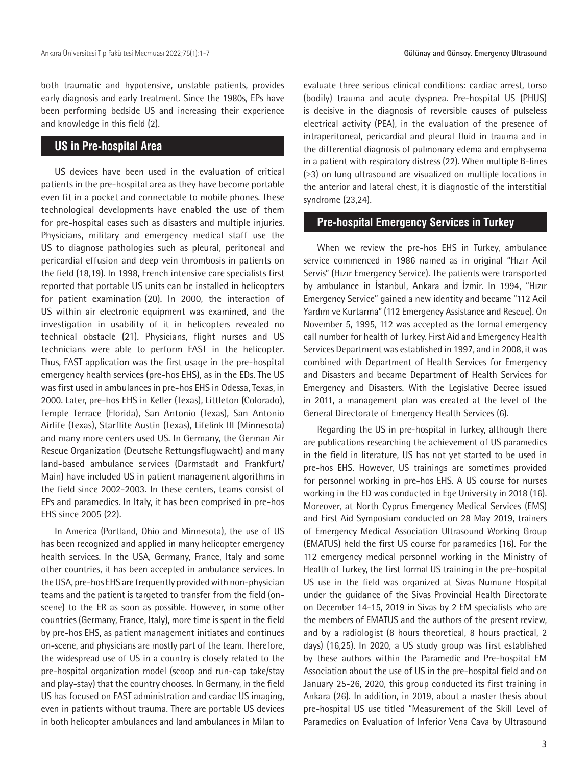both traumatic and hypotensive, unstable patients, provides early diagnosis and early treatment. Since the 1980s, EPs have been performing bedside US and increasing their experience and knowledge in this field (2).

## US in Pre-hospital Area

US devices have been used in the evaluation of critical patients in the pre-hospital area as they have become portable even fit in a pocket and connectable to mobile phones. These technological developments have enabled the use of them for pre-hospital cases such as disasters and multiple injuries. Physicians, military and emergency medical staff use the US to diagnose pathologies such as pleural, peritoneal and pericardial effusion and deep vein thrombosis in patients on the field (18,19). In 1998, French intensive care specialists first reported that portable US units can be installed in helicopters for patient examination (20). In 2000, the interaction of US within air electronic equipment was examined, and the investigation in usability of it in helicopters revealed no technical obstacle (21). Physicians, flight nurses and US technicians were able to perform FAST in the helicopter. Thus, FAST application was the first usage in the pre-hospital emergency health services (pre-hos EHS), as in the EDs. The US was first used in ambulances in pre-hos EHS in Odessa, Texas, in 2000. Later, pre-hos EHS in Keller (Texas), Littleton (Colorado), Temple Terrace (Florida), San Antonio (Texas), San Antonio Airlife (Texas), Starflite Austin (Texas), Lifelink III (Minnesota) and many more centers used US. In Germany, the German Air Rescue Organization (Deutsche Rettungsflugwacht) and many land-based ambulance services (Darmstadt and Frankfurt/Main) have included US in patient management algorithms in the field since 2002-2003. In these centers, teams consist of EPs and paramedics. In Italy, it has been comprised in pre-hos EHS since 2005 (22).

In America (Portland, Ohio and Minnesota), the use of US has been recognized and applied in many helicopter emergency health services. In the USA, Germany, France, Italy and some other countries, it has been accepted in ambulance services. In the USA, pre-hos EHS are frequently provided with non-physician teams and the patient is targeted to transfer from the field (on-scene) to the ER as soon as possible. However, in some other countries (Germany, France, Italy), more time is spent in the field by pre-hos EHS, as patient management initiates and continues on-scene, and physicians are mostly part of the team. Therefore, the widespread use of US in a country is closely related to the pre-hospital organization model (scoop and run-cap take/stay and play-stay) that the country chooses. In Germany, in the field US has focused on FAST administration and cardiac US imaging, even in patients without trauma. There are portable US devices in both helicopter ambulances and land ambulances in Milan to evaluate three serious clinical conditions: cardiac arrest, torso (bodily) trauma and acute dyspnea. Pre-hospital US (PHUS) is decisive in the diagnosis of reversible causes of pulseless electrical activity (PEA), in the evaluation of the presence of intraperitoneal, pericardial and pleural fluid in trauma and in the differential diagnosis of pulmonary edema and emphysema in a patient with respiratory distress (22). When multiple B-lines ($\geq$3) on lung ultrasound are visualized on multiple locations in the anterior and lateral chest, it is diagnostic of the interstitial syndrome (23,24).

## Pre-hospital Emergency Services in Turkey

When we review the pre-hos EHS in Turkey, ambulance service commenced in 1986 named as in original "Hızır Acil Servis" (Hızır Emergency Service). The patients were transported by ambulance in İstanbul, Ankara and İzmir. In 1994, "Hızır Emergency Service" gained a new identity and became "112 Acil Yardım ve Kurtarma" (112 Emergency Assistance and Rescue). On November 5, 1995, 112 was accepted as the formal emergency call number for health of Turkey. First Aid and Emergency Health Services Department was established in 1997, and in 2008, it was combined with Department of Health Services for Emergency and Disasters and became Department of Health Services for Emergency and Disasters. With the Legislative Decree issued in 2011, a management plan was created at the level of the General Directorate of Emergency Health Services (6).

Regarding the US in pre-hospital in Turkey, although there are publications researching the achievement of US paramedics in the field in literature, US has not yet started to be used in pre-hos EHS. However, US trainings are sometimes provided for personnel working in pre-hos EHS. A US course for nurses working in the ED was conducted in Ege University in 2018 (16). Moreover, at North Cyprus Emergency Medical Services (EMS) and First Aid Symposium conducted on 28 May 2019, trainers of Emergency Medical Association Ultrasound Working Group (EMATUS) held the first US course for paramedics (16). For the 112 emergency medical personnel working in the Ministry of Health of Turkey, the first formal US training in the pre-hospital US use in the field was organized at Sivas Numune Hospital under the guidance of the Sivas Provincial Health Directorate on December 14-15, 2019 in Sivas by 2 EM specialists who are the members of EMATUS and the authors of the present review, and by a radiologist (8 hours theoretical, 8 hours practical, 2 days) (16,25). In 2020, a US study group was first established by these authors within the Paramedic and Pre-hospital EM Association about the use of US in the pre-hospital field and on January 25-26, 2020, this group conducted its first training in Ankara (26). In addition, in 2019, about a master thesis about pre-hospital US use titled "Measurement of the Skill Level of Paramedics on Evaluation of Inferior Vena Cava by Ultrasound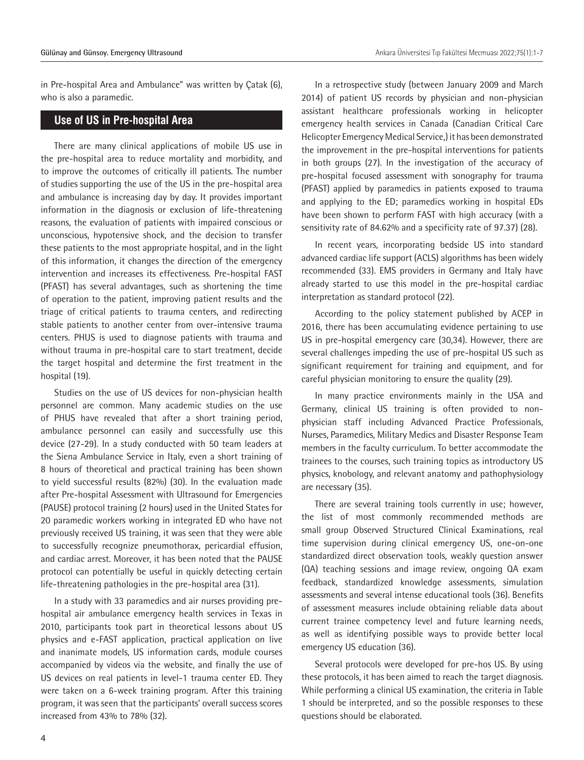in Pre-hospital Area and Ambulance" was written by Çatak (6), who is also a paramedic.

## Use of US in Pre-hospital Area

There are many clinical applications of mobile US use in the pre-hospital area to reduce mortality and morbidity, and to improve the outcomes of critically ill patients. The number of studies supporting the use of the US in the pre-hospital area and ambulance is increasing day by day. It provides important information in the diagnosis or exclusion of life-threatening reasons, the evaluation of patients with impaired conscious or unconscious, hypotensive shock, and the decision to transfer these patients to the most appropriate hospital, and in the light of this information, it changes the direction of the emergency intervention and increases its effectiveness. Pre-hospital FAST (PFAST) has several advantages, such as shortening the time of operation to the patient, improving patient results and the triage of critical patients to trauma centers, and redirecting stable patients to another center from over-intensive trauma centers. PHUS is used to diagnose patients with trauma and without trauma in pre-hospital care to start treatment, decide the target hospital and determine the first treatment in the hospital (19).

Studies on the use of US devices for non-physician health personnel are common. Many academic studies on the use of PHUS have revealed that after a short training period, ambulance personnel can easily and successfully use this device (27-29). In a study conducted with 50 team leaders at the Siena Ambulance Service in Italy, even a short training of 8 hours of theoretical and practical training has been shown to yield successful results (82%) (30). In the evaluation made after Pre-hospital Assessment with Ultrasound for Emergencies (PAUSE) protocol training (2 hours) used in the United States for 20 paramedic workers working in integrated ED who have not previously received US training, it was seen that they were able to successfully recognize pneumothorax, pericardial effusion, and cardiac arrest. Moreover, it has been noted that the PAUSE protocol can potentially be useful in quickly detecting certain life-threatening pathologies in the pre-hospital area (31).

In a study with 33 paramedics and air nurses providing pre-hospital air ambulance emergency health services in Texas in 2010, participants took part in theoretical lessons about US physics and e-FAST application, practical application on live and inanimate models, US information cards, module courses accompanied by videos via the website, and finally the use of US devices on real patients in level-1 trauma center ED. They were taken on a 6-week training program. After this training program, it was seen that the participants' overall success scores increased from 43% to 78% (32).

In a retrospective study (between January 2009 and March 2014) of patient US records by physician and non-physician assistant healthcare professionals working in helicopter emergency health services in Canada (Canadian Critical Care Helicopter Emergency Medical Service,) it has been demonstrated the improvement in the pre-hospital interventions for patients in both groups (27). In the investigation of the accuracy of pre-hospital focused assessment with sonography for trauma (PFAST) applied by paramedics in patients exposed to trauma and applying to the ED; paramedics working in hospital EDs have been shown to perform FAST with high accuracy (with a sensitivity rate of 84.62% and a specificity rate of 97.37) (28).

In recent years, incorporating bedside US into standard advanced cardiac life support (ACLS) algorithms has been widely recommended (33). EMS providers in Germany and Italy have already started to use this model in the pre-hospital cardiac interpretation as standard protocol (22).

According to the policy statement published by ACEP in 2016, there has been accumulating evidence pertaining to use US in pre-hospital emergency care (30,34). However, there are several challenges impeding the use of pre-hospital US such as significant requirement for training and equipment, and for careful physician monitoring to ensure the quality (29).

In many practice environments mainly in the USA and Germany, clinical US training is often provided to non-physician staff including Advanced Practice Professionals, Nurses, Paramedics, Military Medics and Disaster Response Team members in the faculty curriculum. To better accommodate the trainees to the courses, such training topics as introductory US physics, knobology, and relevant anatomy and pathophysiology are necessary (35).

There are several training tools currently in use; however, the list of most commonly recommended methods are small group Observed Structured Clinical Examinations, real time supervision during clinical emergency US, one-on-one standardized direct observation tools, weakly question answer (QA) teaching sessions and image review, ongoing QA exam feedback, standardized knowledge assessments, simulation assessments and several intense educational tools (36). Benefits of assessment measures include obtaining reliable data about current trainee competency level and future learning needs, as well as identifying possible ways to provide better local emergency US education (36).

Several protocols were developed for pre-hos US. By using these protocols, it has been aimed to reach the target diagnosis. While performing a clinical US examination, the criteria in Table 1 should be interpreted, and so the possible responses to these questions should be elaborated.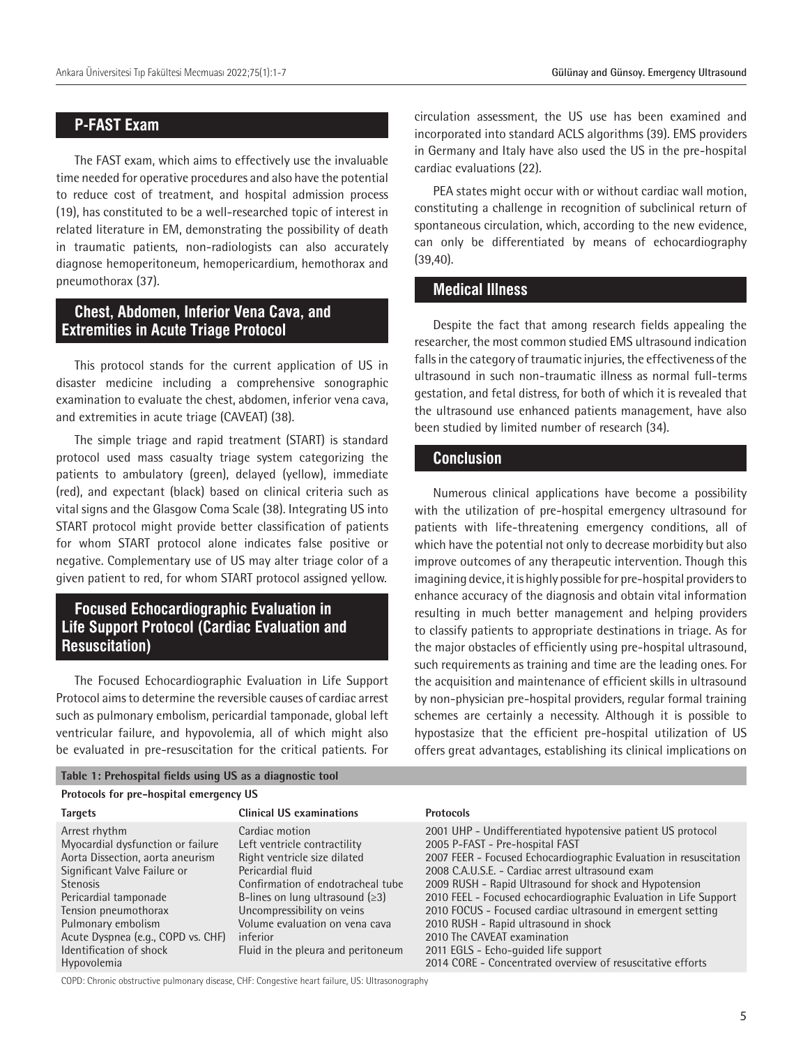## P-FAST Exam

The FAST exam, which aims to effectively use the invaluable time needed for operative procedures and also have the potential to reduce cost of treatment, and hospital admission process (19), has constituted to be a well-researched topic of interest in related literature in EM, demonstrating the possibility of death in traumatic patients, non-radiologists can also accurately diagnose hemoperitoneum, hemopericardium, hemothorax and pneumothorax (37).

## Chest, Abdomen, Inferior Vena Cava, and Extremities in Acute Triage Protocol

This protocol stands for the current application of US in disaster medicine including a comprehensive sonographic examination to evaluate the chest, abdomen, inferior vena cava, and extremities in acute triage (CAVEAT) (38).

The simple triage and rapid treatment (START) is standard protocol used mass casualty triage system categorizing the patients to ambulatory (green), delayed (yellow), immediate (red), and expectant (black) based on clinical criteria such as vital signs and the Glasgow Coma Scale (38). Integrating US into START protocol might provide better classification of patients for whom START protocol alone indicates false positive or negative. Complementary use of US may alter triage color of a given patient to red, for whom START protocol assigned yellow.

## Focused Echocardiographic Evaluation in Life Support Protocol (Cardiac Evaluation and Resuscitation)

The Focused Echocardiographic Evaluation in Life Support Protocol aims to determine the reversible causes of cardiac arrest such as pulmonary embolism, pericardial tamponade, global left ventricular failure, and hypovolemia, all of which might also be evaluated in pre-resuscitation for the critical patients. For circulation assessment, the US use has been examined and incorporated into standard ACLS algorithms (39). EMS providers in Germany and Italy have also used the US in the pre-hospital cardiac evaluations (22).

PEA states might occur with or without cardiac wall motion, constituting a challenge in recognition of subclinical return of spontaneous circulation, which, according to the new evidence, can only be differentiated by means of echocardiography (39,40).

## Medical Illness

Despite the fact that among research fields appealing the researcher, the most common studied EMS ultrasound indication falls in the category of traumatic injuries, the effectiveness of the ultrasound in such non-traumatic illness as normal full-terms gestation, and fetal distress, for both of which it is revealed that the ultrasound use enhanced patients management, have also been studied by limited number of research (34).

## Conclusion

Numerous clinical applications have become a possibility with the utilization of pre-hospital emergency ultrasound for patients with life-threatening emergency conditions, all of which have the potential not only to decrease morbidity but also improve outcomes of any therapeutic intervention. Though this imagining device, it is highly possible for pre-hospital providers to enhance accuracy of the diagnosis and obtain vital information resulting in much better management and helping providers to classify patients to appropriate destinations in triage. As for the major obstacles of efficiently using pre-hospital ultrasound, such requirements as training and time are the leading ones. For the acquisition and maintenance of efficient skills in ultrasound by non-physician pre-hospital providers, regular formal training schemes are certainly a necessity. Although it is possible to hypostasize that the efficient pre-hospital utilization of US offers great advantages, establishing its clinical implications on

**Table 1: Prehospital fields using US as a diagnostic tool**

| Protocols for pre-hospital emergency US | | |
|---|---|---|
| **Targets** | **Clinical US examinations** | **Protocols** |
| Arrest rhythm | Cardiac motion | 2001 UHP - Undifferentiated hypotensive patient US protocol |
| Myocardial dysfunction or failure | Left ventricle contractility | 2005 P-FAST - Pre-hospital FAST |
| Aorta Dissection, aorta aneurism | Right ventricle size dilated | 2007 FEER - Focused Echocardiographic Evaluation in resuscitation |
| Significant Valve Failure or Stenosis | Pericardial fluid | 2008 C.A.U.S.E. - Cardiac arrest ultrasound exam |
| Pericardial tamponade | Confirmation of endotracheal tube | 2009 RUSH - Rapid Ultrasound for shock and Hypotension |
| Tension pneumothorax | B-lines on lung ultrasound (≥3) | 2010 FEEL - Focused echocardiographic Evaluation in Life Support |
| Pulmonary embolism | Uncompressibility on veins | 2010 FOCUS - Focused cardiac ultrasound in emergent setting |
| Acute Dyspnea (e.g., COPD vs. CHF) | Volume evaluation on vena cava inferior | 2010 RUSH - Rapid ultrasound in shock |
| Identification of shock | Fluid in the pleura and peritoneum | 2010 The CAVEAT examination |
| Hypovolemia | | 2011 EGLS - Echo-guided life support |
| | | 2014 CORE - Concentrated overview of resuscitative efforts |

COPD: Chronic obstructive pulmonary disease, CHF: Congestive heart failure, US: Ultrasonography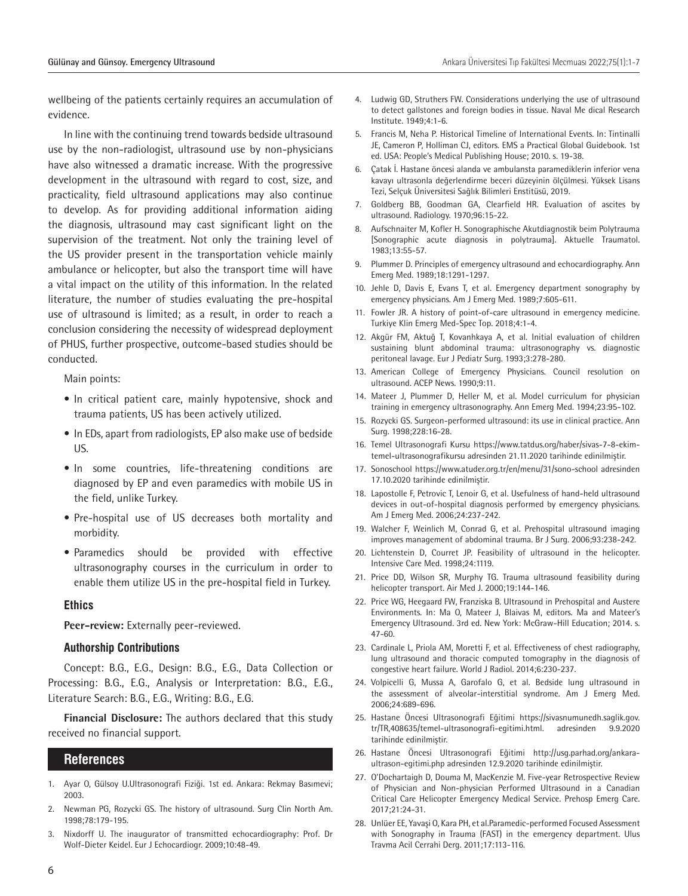wellbeing of the patients certainly requires an accumulation of evidence.

In line with the continuing trend towards bedside ultrasound use by the non-radiologist, ultrasound use by non-physicians have also witnessed a dramatic increase. With the progressive development in the ultrasound with regard to cost, size, and practicality, field ultrasound applications may also continue to develop. As for providing additional information aiding the diagnosis, ultrasound may cast significant light on the supervision of the treatment. Not only the training level of the US provider present in the transportation vehicle mainly ambulance or helicopter, but also the transport time will have a vital impact on the utility of this information. In the related literature, the number of studies evaluating the pre-hospital use of ultrasound is limited; as a result, in order to reach a conclusion considering the necessity of widespread deployment of PHUS, further prospective, outcome-based studies should be conducted.

Main points:

- In critical patient care, mainly hypotensive, shock and trauma patients, US has been actively utilized.
- In EDs, apart from radiologists, EP also make use of bedside US.
- In some countries, life-threatening conditions are diagnosed by EP and even paramedics with mobile US in the field, unlike Turkey.
- Pre-hospital use of US decreases both mortality and morbidity.
- Paramedics should be provided with effective ultrasonography courses in the curriculum in order to enable them utilize US in the pre-hospital field in Turkey.

### Ethics

**Peer-review:** Externally peer-reviewed.

### Authorship Contributions

Concept: B.G., E.G., Design: B.G., E.G., Data Collection or Processing: B.G., E.G., Analysis or Interpretation: B.G., E.G., Literature Search: B.G., E.G., Writing: B.G., E.G.

**Financial Disclosure:** The authors declared that this study received no financial support.

## References

1. Ayar O, Gülsoy U.Ultrasonografi Fiziği. 1st ed. Ankara: Rekmay Basımevi; 2003.
2. Newman PG, Rozycki GS. The history of ultrasound. Surg Clin North Am. 1998;78:179-195.
3. Nixdorff U. The inaugurator of transmitted echocardiography: Prof. Dr Wolf-Dieter Keidel. Eur J Echocardiogr. 2009;10:48-49.
4. Ludwig GD, Struthers FW. Considerations underlying the use of ultrasound to detect gallstones and foreign bodies in tissue. Naval Me dical Research Institute. 1949;4:1-6.
5. Francis M, Neha P. Historical Timeline of International Events. In: Tintinalli JE, Cameron P, Holliman CJ, editors. EMS a Practical Global Guidebook. 1st ed. USA: People's Medical Publishing House; 2010. s. 19-38.
6. Çatak İ. Hastane öncesi alanda ve ambulansta paramediklerin inferior vena kavayı ultrasonla değerlendirme beceri düzeyinin ölçülmesi. Yüksek Lisans Tezi, Selçuk Üniversitesi Sağlık Bilimleri Enstitüsü, 2019.
7. Goldberg BB, Goodman GA, Clearfield HR. Evaluation of ascites by ultrasound. Radiology. 1970;96:15-22.
8. Aufschnaiter M, Kofler H. Sonographische Akutdiagnostik beim Polytrauma [Sonographic acute diagnosis in polytrauma]. Aktuelle Traumatol. 1983;13:55-57.
9. Plummer D. Principles of emergency ultrasound and echocardiography. Ann Emerg Med. 1989;18:1291-1297.
10. Jehle D, Davis E, Evans T, et al. Emergency department sonography by emergency physicians. Am J Emerg Med. 1989;7:605-611.
11. Fowler JR. A history of point-of-care ultrasound in emergency medicine. Turkiye Klin Emerg Med-Spec Top. 2018;4:1-4.
12. Akgür FM, Aktuğ T, Kovanhkaya A, et al. Initial evaluation of children sustaining blunt abdominal trauma: ultrasonography vs. diagnostic peritoneal lavage. Eur J Pediatr Surg. 1993;3:278-280.
13. American College of Emergency Physicians. Council resolution on ultrasound. ACEP News. 1990;9:11.
14. Mateer J, Plummer D, Heller M, et al. Model curriculum for physician training in emergency ultrasonography. Ann Emerg Med. 1994;23:95-102.
15. Rozycki GS. Surgeon-performed ultrasound: its use in clinical practice. Ann Surg. 1998;228:16-28.
16. Temel Ultrasonografi Kursu https://www.tatdus.org/haber/sivas-7-8-ekim-temel-ultrasonografikursu adresinden 21.11.2020 tarihinde edinilmiştir.
17. Sonoschool https://www.atuder.org.tr/en/menu/31/sono-school adresinden 17.10.2020 tarihinde edinilmiştir.
18. Lapostolle F, Petrovic T, Lenoir G, et al. Usefulness of hand-held ultrasound devices in out-of-hospital diagnosis performed by emergency physicians. Am J Emerg Med. 2006;24:237-242.
19. Walcher F, Weinlich M, Conrad G, et al. Prehospital ultrasound imaging improves management of abdominal trauma. Br J Surg. 2006;93:238-242.
20. Lichtenstein D, Courret JP. Feasibility of ultrasound in the helicopter. Intensive Care Med. 1998;24:1119.
21. Price DD, Wilson SR, Murphy TG. Trauma ultrasound feasibility during helicopter transport. Air Med J. 2000;19:144-146.
22. Price WG, Heegaard FW, Franziska B. Ultrasound in Prehospital and Austere Environments. In: Ma O, Mateer J, Blaivas M, editors. Ma and Mateer's Emergency Ultrasound. 3rd ed. New York: McGraw-Hill Education; 2014. s. 47-60.
23. Cardinale L, Priola AM, Moretti F, et al. Effectiveness of chest radiography, lung ultrasound and thoracic computed tomography in the diagnosis of congestive heart failure. World J Radiol. 2014;6:230-237.
24. Volpicelli G, Mussa A, Garofalo G, et al. Bedside lung ultrasound in the assessment of alveolar-interstitial syndrome. Am J Emerg Med. 2006;24:689-696.
25. Hastane Öncesi Ultrasonografi Eğitimi https://sivasnumunedh.saglik.gov.tr/TR,408635/temel-ultrasonografi-egitimi.html. adresinden 9.9.2020 tarihinde edinilmiştir.
26. Hastane Öncesi Ultrasonografi Eğitimi http://usg.parhad.org/ankara-ultrason-egitimi.php adresinden 12.9.2020 tarihinde edinilmiştir.
27. O'Dochartaigh D, Douma M, MacKenzie M. Five-year Retrospective Review of Physician and Non-physician Performed Ultrasound in a Canadian Critical Care Helicopter Emergency Medical Service. Prehosp Emerg Care. 2017;21:24-31.
28. Unlüer EE, Yavaşi O, Kara PH, et al.Paramedic-performed Focused Assessment with Sonography in Trauma (FAST) in the emergency department. Ulus Travma Acil Cerrahi Derg. 2011;17:113-116.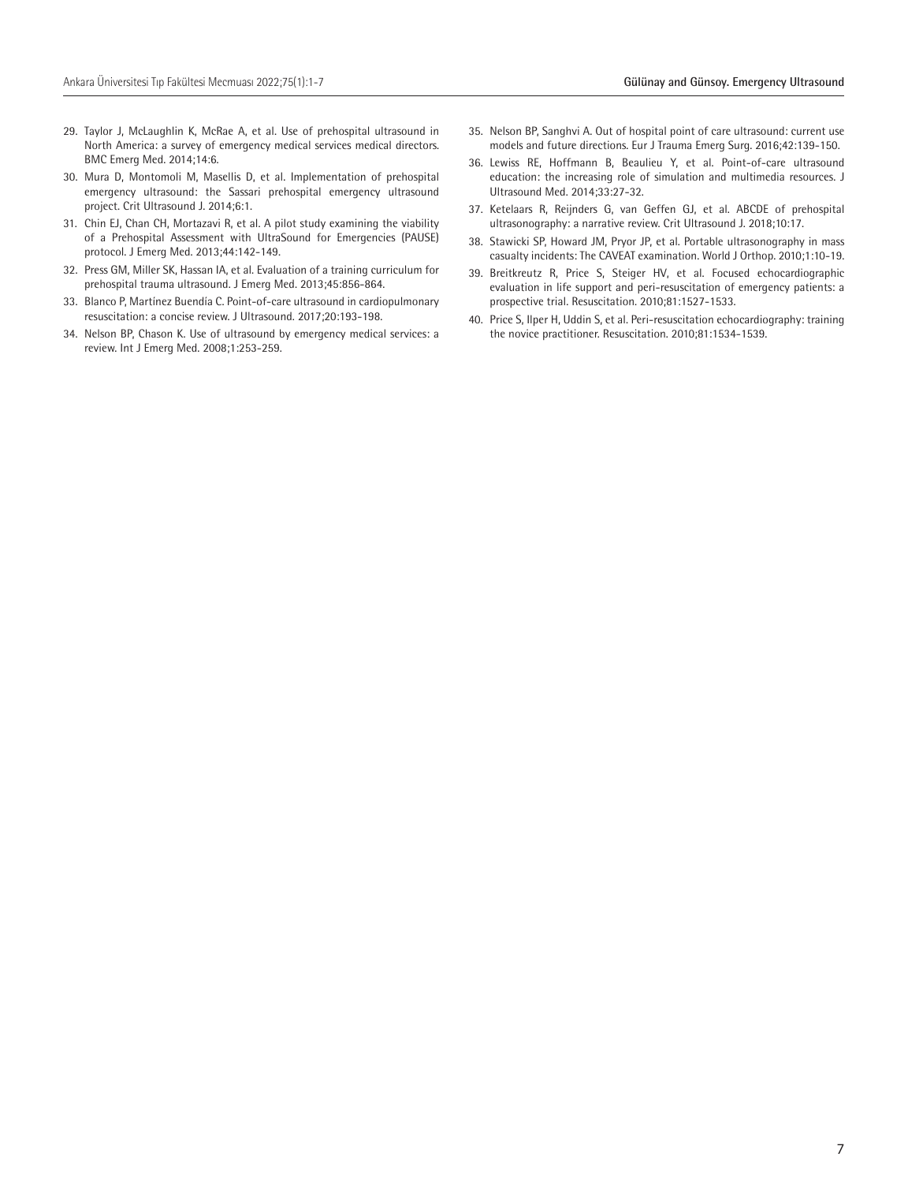29. Taylor J, McLaughlin K, McRae A, et al. Use of prehospital ultrasound in North America: a survey of emergency medical services medical directors. BMC Emerg Med. 2014;14:6.
30. Mura D, Montomoli M, Masellis D, et al. Implementation of prehospital emergency ultrasound: the Sassari prehospital emergency ultrasound project. Crit Ultrasound J. 2014;6:1.
31. Chin EJ, Chan CH, Mortazavi R, et al. A pilot study examining the viability of a Prehospital Assessment with UltraSound for Emergencies (PAUSE) protocol. J Emerg Med. 2013;44:142-149.
32. Press GM, Miller SK, Hassan IA, et al. Evaluation of a training curriculum for prehospital trauma ultrasound. J Emerg Med. 2013;45:856-864.
33. Blanco P, Martínez Buendía C. Point-of-care ultrasound in cardiopulmonary resuscitation: a concise review. J Ultrasound. 2017;20:193-198.
34. Nelson BP, Chason K. Use of ultrasound by emergency medical services: a review. Int J Emerg Med. 2008;1:253-259.
35. Nelson BP, Sanghvi A. Out of hospital point of care ultrasound: current use models and future directions. Eur J Trauma Emerg Surg. 2016;42:139-150.
36. Lewiss RE, Hoffmann B, Beaulieu Y, et al. Point-of-care ultrasound education: the increasing role of simulation and multimedia resources. J Ultrasound Med. 2014;33:27-32.
37. Ketelaars R, Reijnders G, van Geffen GJ, et al. ABCDE of prehospital ultrasonography: a narrative review. Crit Ultrasound J. 2018;10:17.
38. Stawicki SP, Howard JM, Pryor JP, et al. Portable ultrasonography in mass casualty incidents: The CAVEAT examination. World J Orthop. 2010;1:10-19.
39. Breitkreutz R, Price S, Steiger HV, et al. Focused echocardiographic evaluation in life support and peri-resuscitation of emergency patients: a prospective trial. Resuscitation. 2010;81:1527-1533.
40. Price S, Ilper H, Uddin S, et al. Peri-resuscitation echocardiography: training the novice practitioner. Resuscitation. 2010;81:1534-1539.